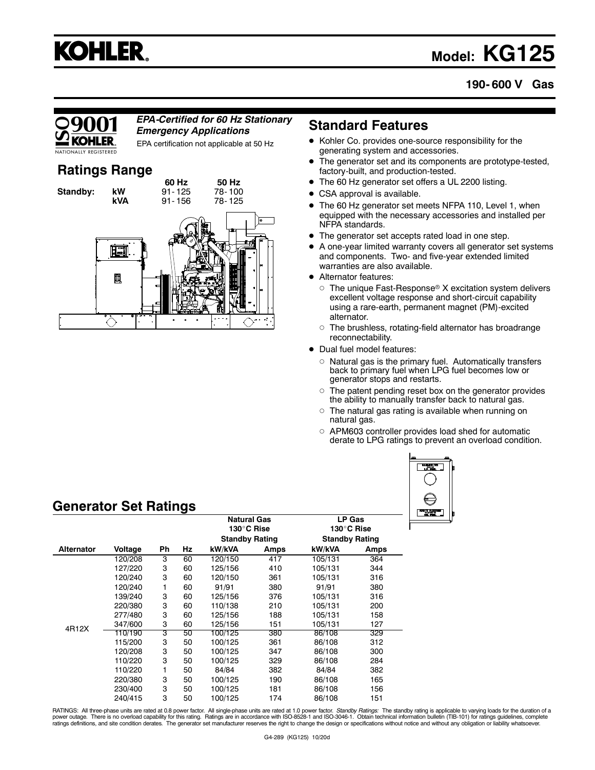# KOHLER

## Model: KG125

**190- 600 V Gas**

*EPA-Certified for 60 Hz Stationary Emergency Applications*

EPA certification not applicable at 50 Hz

## Ratings Range

| | | 60 Hz | 50 Hz |
|---|---|---|---|
| **Standby:** | **kW** | 91- 125 | 78- 100 |
| | **kVA** | 91- 156 | 78- 125 |

## Standard Features

- Kohler Co. provides one-source responsibility for the generating system and accessories.
- The generator set and its components are prototype-tested, factory-built, and production-tested.
- The 60 Hz generator set offers a UL 2200 listing.
- CSA approval is available.
- The 60 Hz generator set meets NFPA 110, Level 1, when equipped with the necessary accessories and installed per NFPA standards.
- The generator set accepts rated load in one step.
- A one-year limited warranty covers all generator set systems and components. Two- and five-year extended limited warranties are also available.
- Alternator features:
  - The unique Fast-Response® X excitation system delivers excellent voltage response and short-circuit capability using a rare-earth, permanent magnet (PM)-excited alternator.
  - The brushless, rotating-field alternator has broadrange reconnectability.
- Dual fuel model features:
  - Natural gas is the primary fuel. Automatically transfers back to primary fuel when LPG fuel becomes low or generator stops and restarts.
  - The patent pending reset box on the generator provides the ability to manually transfer back to natural gas.
  - The natural gas rating is available when running on natural gas.
  - APM603 controller provides load shed for automatic derate to LPG ratings to prevent an overload condition.

## Generator Set Ratings

| | | | | Natural Gas 130°C Rise Standby Rating | | LP Gas 130°C Rise Standby Rating | |
|---|---|---|---|---|---|---|---|
| **Alternator** | **Voltage** | **Ph** | **Hz** | **kW/kVA** | **Amps** | **kW/kVA** | **Amps** |
| 4R12X | 120/208 | 3 | 60 | 120/150 | 417 | 105/131 | 364 |
| | 127/220 | 3 | 60 | 125/156 | 410 | 105/131 | 344 |
| | 120/240 | 3 | 60 | 120/150 | 361 | 105/131 | 316 |
| | 120/240 | 1 | 60 | 91/91 | 380 | 91/91 | 380 |
| | 139/240 | 3 | 60 | 125/156 | 376 | 105/131 | 316 |
| | 220/380 | 3 | 60 | 110/138 | 210 | 105/131 | 200 |
| | 277/480 | 3 | 60 | 125/156 | 188 | 105/131 | 158 |
| | 347/600 | 3 | 60 | 125/156 | 151 | 105/131 | 127 |
| | 110/190 | 3 | 50 | 100/125 | 380 | 86/108 | 329 |
| | 115/200 | 3 | 50 | 100/125 | 361 | 86/108 | 312 |
| | 120/208 | 3 | 50 | 100/125 | 347 | 86/108 | 300 |
| | 110/220 | 3 | 50 | 100/125 | 329 | 86/108 | 284 |
| | 110/220 | 1 | 50 | 84/84 | 382 | 84/84 | 382 |
| | 220/380 | 3 | 50 | 100/125 | 190 | 86/108 | 165 |
| | 230/400 | 3 | 50 | 100/125 | 181 | 86/108 | 156 |
| | 240/415 | 3 | 50 | 100/125 | 174 | 86/108 | 151 |

RATINGS: All three-phase units are rated at 0.8 power factor. All single-phase units are rated at 1.0 power factor. *Standby Ratings:* The standby rating is applicable to varying loads for the duration of a power outage. There is no overload capability for this rating. Ratings are in accordance with ISO-8528-1 and ISO-3046-1. Obtain technical information bulletin (TIB-101) for ratings guidelines, complete ratings definitions, and site condition derates. The generator set manufacturer reserves the right to change the design or specifications without notice and without any obligation or liability whatsoever.

G4-289 (KG125) 10/20d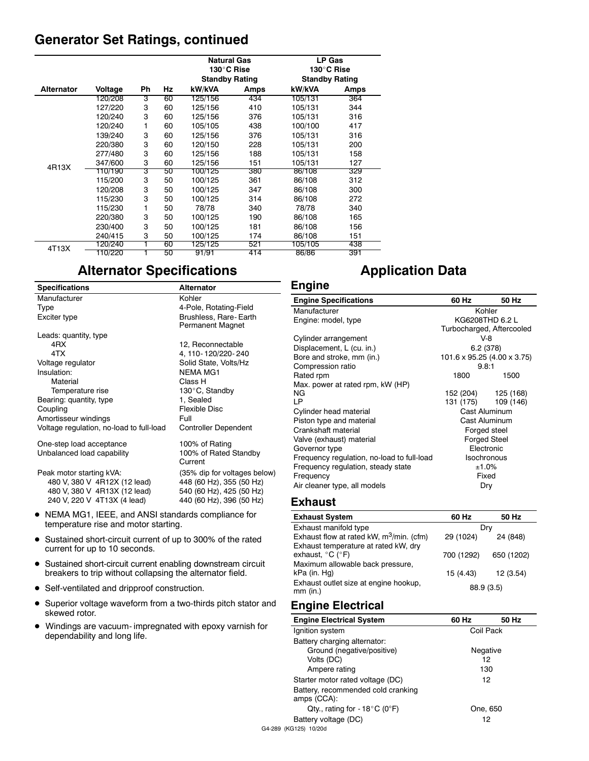## Generator Set Ratings, continued

| | | | | Natural Gas 130°C Rise Standby Rating | | LP Gas 130°C Rise Standby Rating | |
|---|---|---|---|---|---|---|---|
| Alternator | Voltage | Ph | Hz | kW/kVA | Amps | kW/kVA | Amps |
| 4R13X | 120/208 | 3 | 60 | 125/156 | 434 | 105/131 | 364 |
| | 127/220 | 3 | 60 | 125/156 | 410 | 105/131 | 344 |
| | 120/240 | 3 | 60 | 125/156 | 376 | 105/131 | 316 |
| | 120/240 | 1 | 60 | 105/105 | 438 | 100/100 | 417 |
| | 139/240 | 3 | 60 | 125/156 | 376 | 105/131 | 316 |
| | 220/380 | 3 | 60 | 120/150 | 228 | 105/131 | 200 |
| | 277/480 | 3 | 60 | 125/156 | 188 | 105/131 | 158 |
| | 347/600 | 3 | 60 | 125/156 | 151 | 105/131 | 127 |
| | 110/190 | 3 | 50 | 100/125 | 380 | 86/108 | 329 |
| | 115/200 | 3 | 50 | 100/125 | 361 | 86/108 | 312 |
| | 120/208 | 3 | 50 | 100/125 | 347 | 86/108 | 300 |
| | 115/230 | 3 | 50 | 100/125 | 314 | 86/108 | 272 |
| | 115/230 | 1 | 50 | 78/78 | 340 | 78/78 | 340 |
| | 220/380 | 3 | 50 | 100/125 | 190 | 86/108 | 165 |
| | 230/400 | 3 | 50 | 100/125 | 181 | 86/108 | 156 |
| | 240/415 | 3 | 50 | 100/125 | 174 | 86/108 | 151 |
| 4T13X | 120/240 | 1 | 60 | 125/125 | 521 | 105/105 | 438 |
| | 110/220 | 1 | 50 | 91/91 | 414 | 86/86 | 391 |

## Alternator Specifications

| Specifications | Alternator |
|---|---|
| Manufacturer | Kohler |
| Type | 4-Pole, Rotating-Field |
| Exciter type | Brushless, Rare-Earth Permanent Magnet |
| Leads: quantity, type | |
| 4RX | 12, Reconnectable |
| 4TX | 4, 110-120/220-240 |
| Voltage regulator | Solid State, Volts/Hz |
| Insulation: | NEMA MG1 |
| Material | Class H |
| Temperature rise | 130°C, Standby |
| Bearing: quantity, type | 1, Sealed |
| Coupling | Flexible Disc |
| Amortisseur windings | Full |
| Voltage regulation, no-load to full-load | Controller Dependent |
| One-step load acceptance | 100% of Rating |
| Unbalanced load capability | 100% of Rated Standby Current |
| Peak motor starting kVA: | (35% dip for voltages below) |
| 480 V, 380 V 4R12X (12 lead) | 448 (60 Hz), 355 (50 Hz) |
| 480 V, 380 V 4R13X (12 lead) | 540 (60 Hz), 425 (50 Hz) |
| 240 V, 220 V 4T13X (4 lead) | 440 (60 Hz), 396 (50 Hz) |

- NEMA MG1, IEEE, and ANSI standards compliance for temperature rise and motor starting.
- Sustained short-circuit current of up to 300% of the rated current for up to 10 seconds.
- Sustained short-circuit current enabling downstream circuit breakers to trip without collapsing the alternator field.
- Self-ventilated and dripproof construction.
- Superior voltage waveform from a two-thirds pitch stator and skewed rotor.
- Windings are vacuum-impregnated with epoxy varnish for dependability and long life.

## Application Data

### Engine

| Engine Specifications | 60 Hz | 50 Hz |
|---|---|---|
| Manufacturer | Kohler | |
| Engine: model, type | KG6208THD 6.2 L Turbocharged, Aftercooled | |
| Cylinder arrangement | V-8 | |
| Displacement, L (cu. in.) | 6.2 (378) | |
| Bore and stroke, mm (in.) | 101.6 x 95.25 (4.00 x 3.75) | |
| Compression ratio | 9.8:1 | |
| Rated rpm | 1800 | 1500 |
| Max. power at rated rpm, kW (HP) | | |
| NG | 152 (204) | 125 (168) |
| LP | 131 (175) | 109 (146) |
| Cylinder head material | Cast Aluminum | |
| Piston type and material | Cast Aluminum | |
| Crankshaft material | Forged steel | |
| Valve (exhaust) material | Forged Steel | |
| Governor type | Electronic | |
| Frequency regulation, no-load to full-load | Isochronous | |
| Frequency regulation, steady state | ±1.0% | |
| Frequency | Fixed | |
| Air cleaner type, all models | Dry | |

### Exhaust

| Exhaust System | 60 Hz | 50 Hz |
|---|---|---|
| Exhaust manifold type | Dry | |
| Exhaust flow at rated kW, $m^3$/min. (cfm) | 29 (1024) | 24 (848) |
| Exhaust temperature at rated kW, dry exhaust, °C (°F) | 700 (1292) | 650 (1202) |
| Maximum allowable back pressure, kPa (in. Hg) | 15 (4.43) | 12 (3.54) |
| Exhaust outlet size at engine hookup, mm (in.) | 88.9 (3.5) | |

### Engine Electrical

| Engine Electrical System | 60 Hz | 50 Hz |
|---|---|---|
| Ignition system | Coil Pack | |
| Battery charging alternator: | | |
| Ground (negative/positive) | Negative | |
| Volts (DC) | 12 | |
| Ampere rating | 130 | |
| Starter motor rated voltage (DC) | 12 | |
| Battery, recommended cold cranking amps (CCA): | | |
| Qty., rating for -18°C (0°F) | One, 650 | |
| Battery voltage (DC) | 12 | |

G4-289 (KG125) 10/20d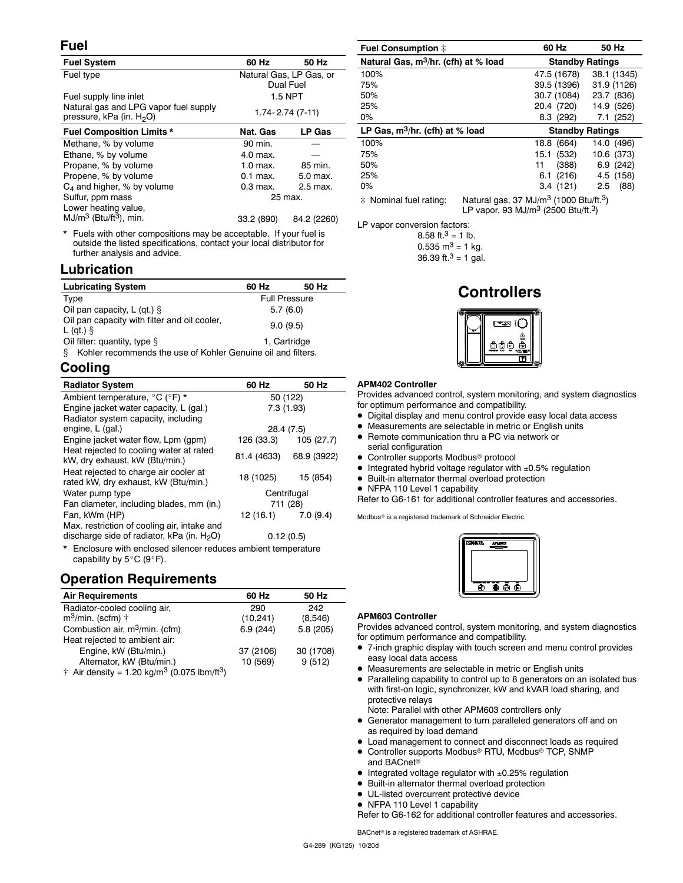## Fuel

| Fuel System | 60 Hz | 50 Hz |
|---|---|---|
| Fuel type | Natural Gas, LP Gas, or Dual Fuel | |
| Fuel supply line inlet | 1.5 NPT | |
| Natural gas and LPG vapor fuel supply pressure, kPa (in. $H_2O$) | 1.74- 2.74 (7-11) | |

| Fuel Composition Limits * | Nat. Gas | LP Gas |
|---|---|---|
| Methane, % by volume | 90 min. | — |
| Ethane, % by volume | 4.0 max. | — |
| Propane, % by volume | 1.0 max. | 85 min. |
| Propene, % by volume | 0.1 max. | 5.0 max. |
| $C_4$ and higher, % by volume | 0.3 max. | 2.5 max. |
| Sulfur, ppm mass | 25 max. | |
| Lower heating value, $MJ/m^3$ ($Btu/ft^3$), min. | 33.2 (890) | 84.2 (2260) |

\* Fuels with other compositions may be acceptable. If your fuel is outside the listed specifications, contact your local distributor for further analysis and advice.

## Lubrication

| Lubricating System | 60 Hz | 50 Hz |
|---|---|---|
| Type | Full Pressure | |
| Oil pan capacity, L (qt.) § | 5.7 (6.0) | |
| Oil pan capacity with filter and oil cooler, L (qt.) § | 9.0 (9.5) | |
| Oil filter: quantity, type § | 1, Cartridge | |

§ Kohler recommends the use of Kohler Genuine oil and filters.

## Cooling

| Radiator System | 60 Hz | 50 Hz |
|---|---|---|
| Ambient temperature, °C (°F) * | 50 (122) | |
| Engine jacket water capacity, L (gal.) | 7.3 (1.93) | |
| Radiator system capacity, including engine, L (gal.) | 28.4 (7.5) | |
| Engine jacket water flow, Lpm (gpm) | 126 (33.3) | 105 (27.7) |
| Heat rejected to cooling water at rated kW, dry exhaust, kW (Btu/min.) | 81.4 (4633) | 68.9 (3922) |
| Heat rejected to charge air cooler at rated kW, dry exhaust, kW (Btu/min.) | 18 (1025) | 15 (854) |
| Water pump type | Centrifugal | |
| Fan diameter, including blades, mm (in.) | 711 (28) | |
| Fan, kWm (HP) | 12 (16.1) | 7.0 (9.4) |
| Max. restriction of cooling air, intake and discharge side of radiator, kPa (in. $H_2O$) | 0.12 (0.5) | |

\* Enclosure with enclosed silencer reduces ambient temperature capability by 5°C (9°F).

## Operation Requirements

| Air Requirements | 60 Hz | 50 Hz |
|---|---|---|
| Radiator-cooled cooling air, $m^3$/min. (scfm) † | 290 (10,241) | 242 (8,546) |
| Combustion air, $m^3$/min. (cfm) | 6.9 (244) | 5.8 (205) |
| Heat rejected to ambient air: | | |
| Engine, kW (Btu/min.) | 37 (2106) | 30 (1708) |
| Alternator, kW (Btu/min.) | 10 (569) | 9 (512) |

† Air density = 1.20 $kg/m^3$ (0.075 $lbm/ft^3$)

| Fuel Consumption ‡ | 60 Hz | 50 Hz |
|---|---|---|
| Natural Gas, $m^3$/hr. (cfh) at % load | Standby Ratings | |
| 100% | 47.5 (1678) | 38.1 (1345) |
| 75% | 39.5 (1396) | 31.9 (1126) |
| 50% | 30.7 (1084) | 23.7 (836) |
| 25% | 20.4 (720) | 14.9 (526) |
| 0% | 8.3 (292) | 7.1 (252) |
| LP Gas, $m^3$/hr. (cfh) at % load | Standby Ratings | |
| 100% | 18.8 (664) | 14.0 (496) |
| 75% | 15.1 (532) | 10.6 (373) |
| 50% | 11 (388) | 6.9 (242) |
| 25% | 6.1 (216) | 4.5 (158) |
| 0% | 3.4 (121) | 2.5 (88) |

‡ Nominal fuel rating: Natural gas, 37 $MJ/m^3$ (1000 $Btu/ft.^3$)
LP vapor, 93 $MJ/m^3$ (2500 $Btu/ft.^3$)

LP vapor conversion factors:
8.58 $ft.^3$ = 1 lb.
0.535 $m^3$ = 1 kg.
36.39 $ft.^3$ = 1 gal.

## Controllers

**APM402 Controller**

Provides advanced control, system monitoring, and system diagnostics for optimum performance and compatibility.

- Digital display and menu control provide easy local data access
- Measurements are selectable in metric or English units
- Remote communication thru a PC via network or serial configuration
- Controller supports Modbus® protocol
- Integrated hybrid voltage regulator with ±0.5% regulation
- Built-in alternator thermal overload protection
- NFPA 110 Level 1 capability

Refer to G6-161 for additional controller features and accessories.

Modbus® is a registered trademark of Schneider Electric.

**APM603 Controller**

Provides advanced control, system monitoring, and system diagnostics for optimum performance and compatibility.

- 7-inch graphic display with touch screen and menu control provides easy local data access
- Measurements are selectable in metric or English units
- Paralleling capability to control up to 8 generators on an isolated bus with first-on logic, synchronizer, kW and kVAR load sharing, and protective relays
  Note: Parallel with other APM603 controllers only
- Generator management to turn paralleled generators off and on as required by load demand
- Load management to connect and disconnect loads as required
- Controller supports Modbus® RTU, Modbus® TCP, SNMP and BACnet®
- Integrated voltage regulator with ±0.25% regulation
- Built-in alternator thermal overload protection
- UL-listed overcurrent protective device
- NFPA 110 Level 1 capability

Refer to G6-162 for additional controller features and accessories.

BACnet® is a registered trademark of ASHRAE.

G4-289 (KG125) 10/20d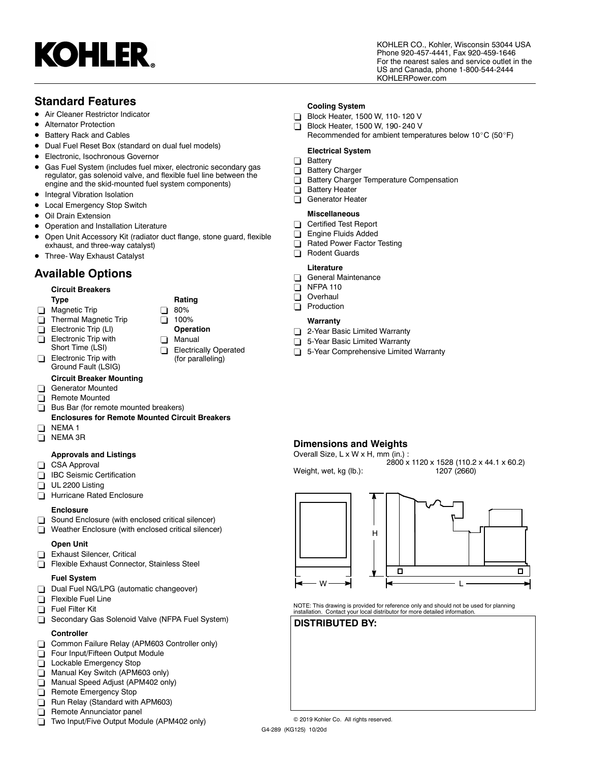KOHLER CO., Kohler, Wisconsin 53044 USA
Phone 920-457-4441, Fax 920-459-1646
For the nearest sales and service outlet in the US and Canada, phone 1-800-544-2444
KOHLERPower.com

## Standard Features

- Air Cleaner Restrictor Indicator
- Alternator Protection
- Battery Rack and Cables
- Dual Fuel Reset Box (standard on dual fuel models)
- Electronic, Isochronous Governor
- Gas Fuel System (includes fuel mixer, electronic secondary gas regulator, gas solenoid valve, and flexible fuel line between the engine and the skid-mounted fuel system components)
- Integral Vibration Isolation
- Local Emergency Stop Switch
- Oil Drain Extension
- Operation and Installation Literature
- Open Unit Accessory Kit (radiator duct flange, stone guard, flexible exhaust, and three-way catalyst)
- Three- Way Exhaust Catalyst

## Available Options

### Circuit Breakers

**Type**

- ❑ Magnetic Trip
- ❑ Thermal Magnetic Trip
- ❑ Electronic Trip (LI)
- ❑ Electronic Trip with Short Time (LSI)
- ❑ Electronic Trip with Ground Fault (LSIG)

**Rating**

- ❑ 80%
- ❑ 100%

**Operation**

- ❑ Manual
- ❑ Electrically Operated (for paralleling)

**Circuit Breaker Mounting**

- ❑ Generator Mounted
- ❑ Remote Mounted
- ❑ Bus Bar (for remote mounted breakers)

**Enclosures for Remote Mounted Circuit Breakers**

- ❑ NEMA 1
- ❑ NEMA 3R

### Approvals and Listings

- ❑ CSA Approval
- ❑ IBC Seismic Certification
- ❑ UL 2200 Listing
- ❑ Hurricane Rated Enclosure

### Enclosure

- ❑ Sound Enclosure (with enclosed critical silencer)
- ❑ Weather Enclosure (with enclosed critical silencer)

### Open Unit

- ❑ Exhaust Silencer, Critical
- ❑ Flexible Exhaust Connector, Stainless Steel

### Fuel System

- ❑ Dual Fuel NG/LPG (automatic changeover)
- ❑ Flexible Fuel Line
- ❑ Fuel Filter Kit
- ❑ Secondary Gas Solenoid Valve (NFPA Fuel System)

### Controller

- ❑ Common Failure Relay (APM603 Controller only)
- ❑ Four Input/Fifteen Output Module
- ❑ Lockable Emergency Stop
- ❑ Manual Key Switch (APM603 only)
- ❑ Manual Speed Adjust (APM402 only)
- ❑ Remote Emergency Stop
- ❑ Run Relay (Standard with APM603)
- ❑ Remote Annunciator panel
- ❑ Two Input/Five Output Module (APM402 only)

### Cooling System

- ❑ Block Heater, 1500 W, 110- 120 V
- ❑ Block Heater, 1500 W, 190- 240 V
  Recommended for ambient temperatures below 10°C (50°F)

### Electrical System

- ❑ Battery
- ❑ Battery Charger
- ❑ Battery Charger Temperature Compensation
- ❑ Battery Heater
- ❑ Generator Heater

### Miscellaneous

- ❑ Certified Test Report
- ❑ Engine Fluids Added
- ❑ Rated Power Factor Testing
- ❑ Rodent Guards

### Literature

- ❑ General Maintenance
- ❑ NFPA 110
- ❑ Overhaul
- ❑ Production

### Warranty

- ❑ 2-Year Basic Limited Warranty
- ❑ 5-Year Basic Limited Warranty
- ❑ 5-Year Comprehensive Limited Warranty

## Dimensions and Weights

Overall Size, L x W x H, mm (in.) : 2800 x 1120 x 1528 (110.2 x 44.1 x 60.2)
Weight, wet, kg (lb.): 1207 (2660)

H
W
L

NOTE: This drawing is provided for reference only and should not be used for planning installation. Contact your local distributor for more detailed information.

**DISTRIBUTED BY:**

© 2019 Kohler Co. All rights reserved.

G4-289 (KG125) 10/20d